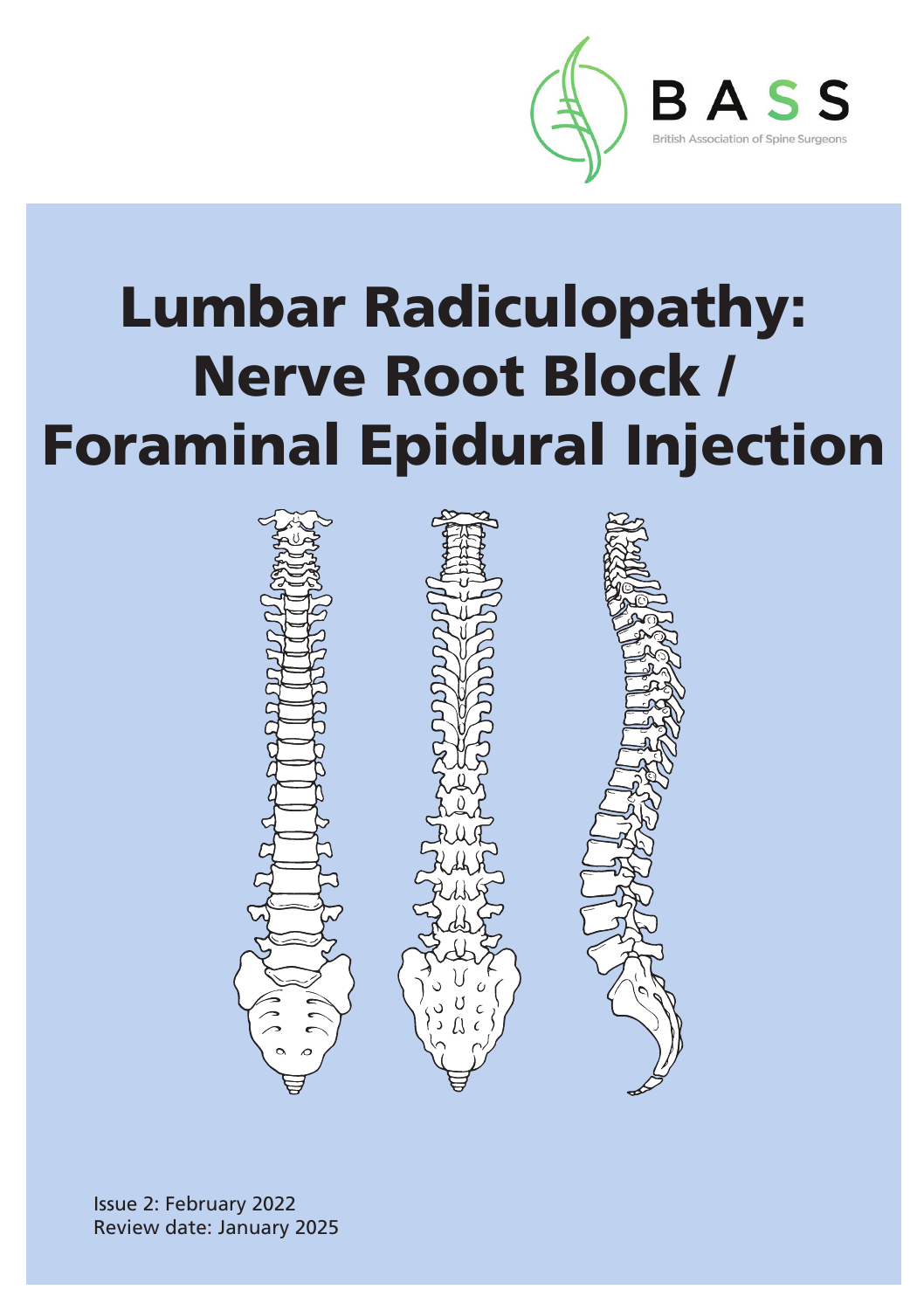BASS

British Association of Spine Surgeons

# Lumbar Radiculopathy: Nerve Root Block / Foraminal Epidural Injection

Issue 2: February 2022
Review date: January 2025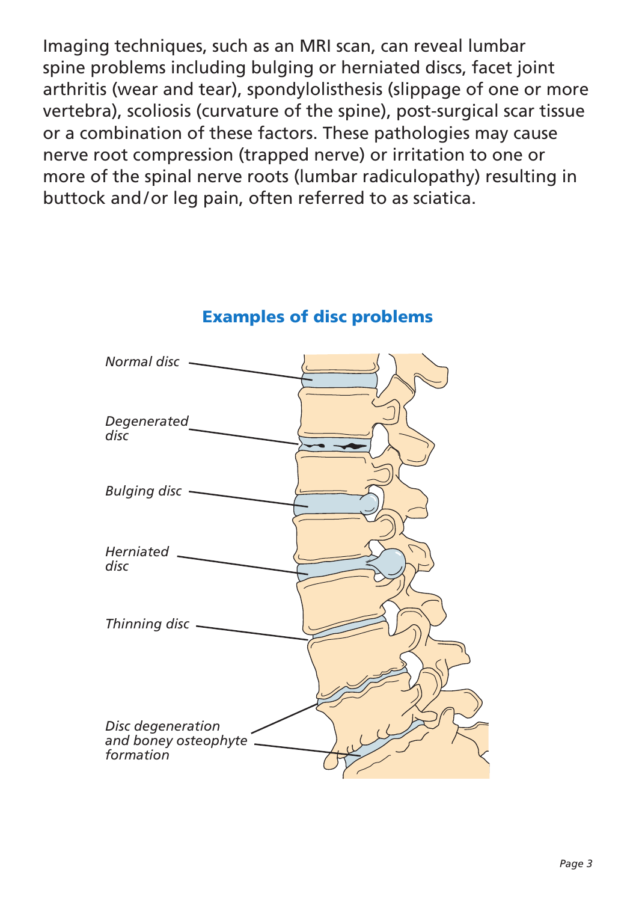Imaging techniques, such as an MRI scan, can reveal lumbar spine problems including bulging or herniated discs, facet joint arthritis (wear and tear), spondylolisthesis (slippage of one or more vertebra), scoliosis (curvature of the spine), post-surgical scar tissue or a combination of these factors. These pathologies may cause nerve root compression (trapped nerve) or irritation to one or more of the spinal nerve roots (lumbar radiculopathy) resulting in buttock and/or leg pain, often referred to as sciatica.

## Examples of disc problems

*Normal disc*

*Degenerated disc*

*Bulging disc*

*Herniated disc*

*Thinning disc*

*Disc degeneration and boney osteophyte formation*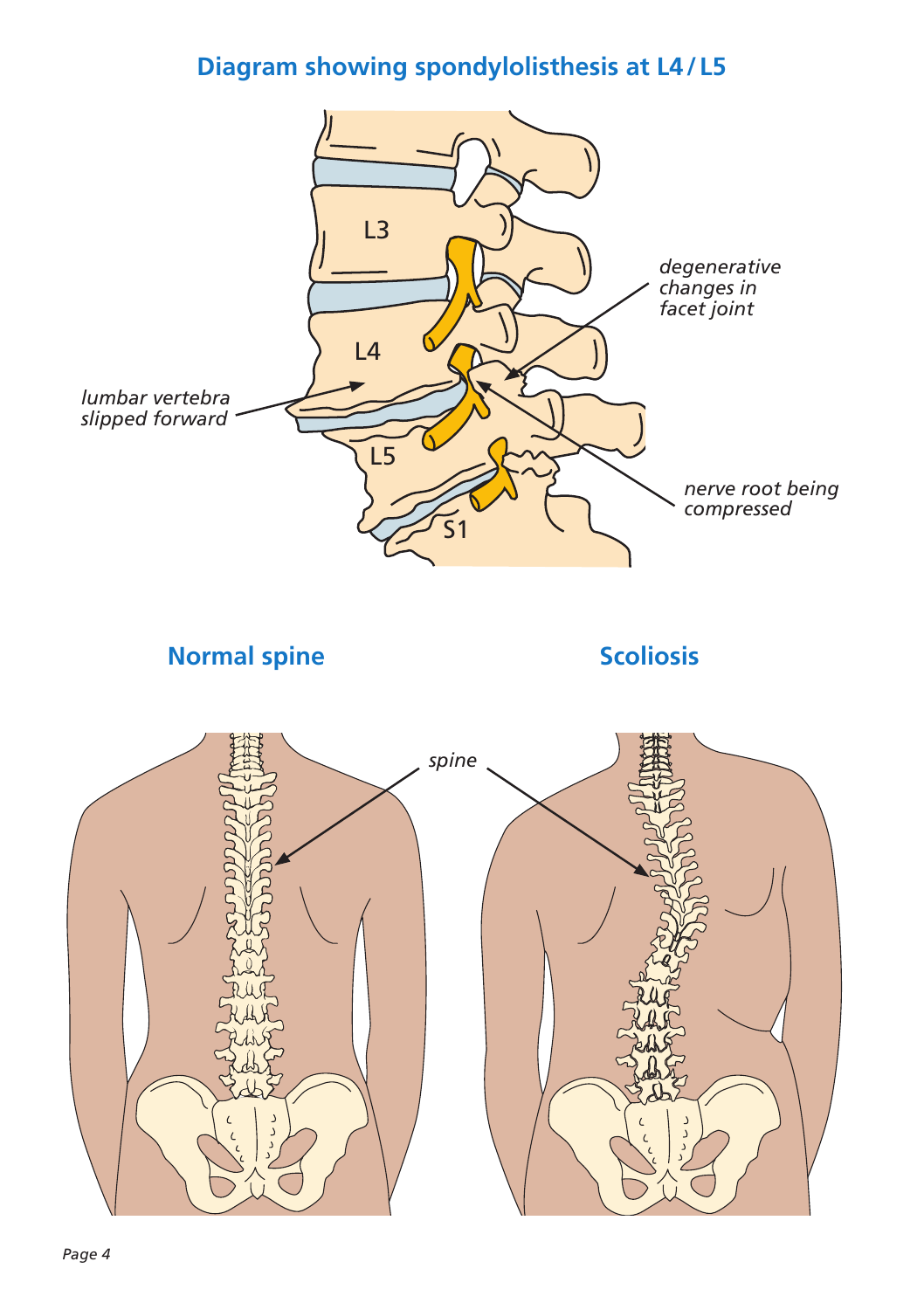## Diagram showing spondylolisthesis at L4/L5

L3

L4

L5

S1

*lumbar vertebra slipped forward*

*degenerative changes in facet joint*

*nerve root being compressed*

## Normal spine

## Scoliosis

*spine*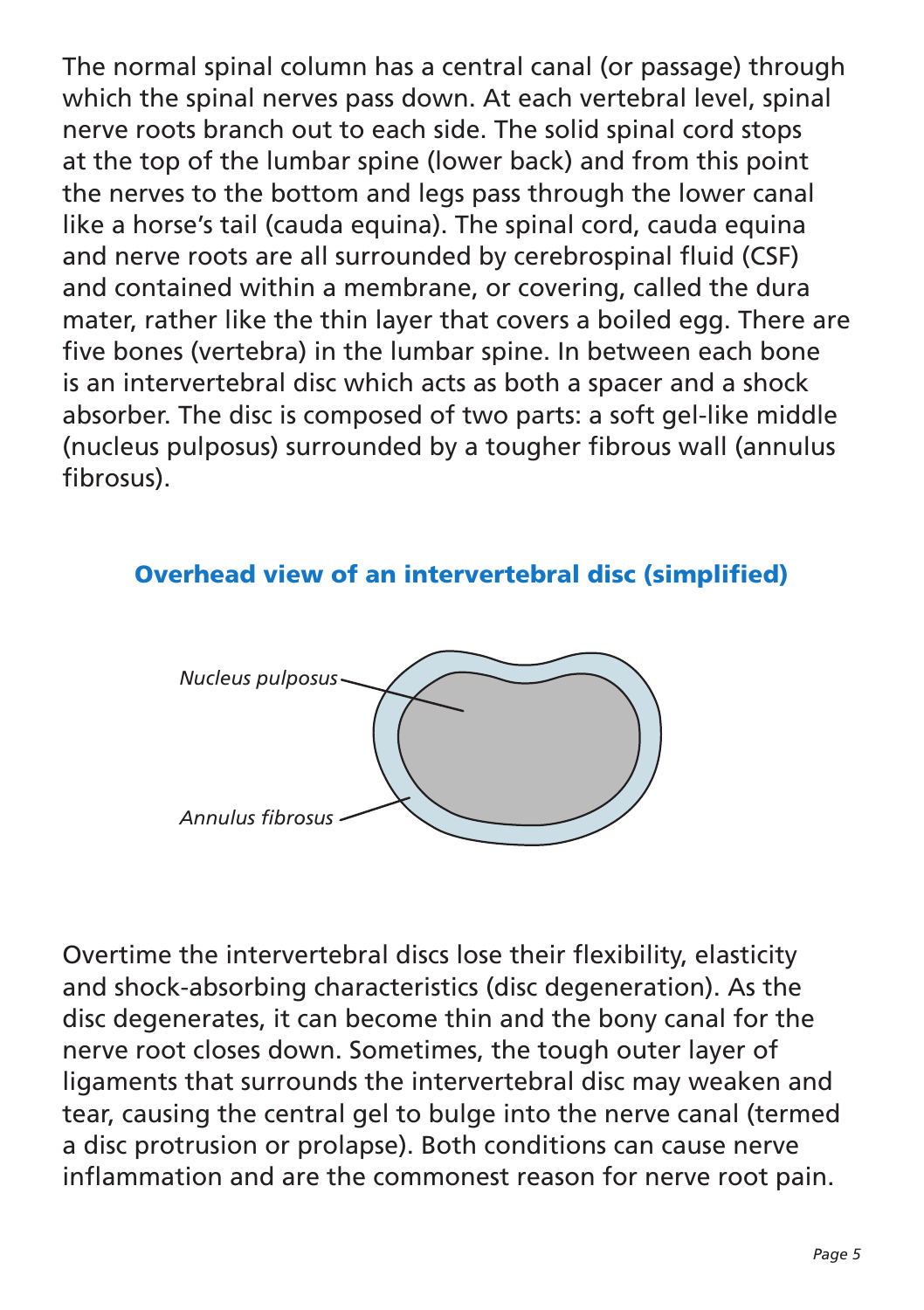The normal spinal column has a central canal (or passage) through which the spinal nerves pass down. At each vertebral level, spinal nerve roots branch out to each side. The solid spinal cord stops at the top of the lumbar spine (lower back) and from this point the nerves to the bottom and legs pass through the lower canal like a horse's tail (cauda equina). The spinal cord, cauda equina and nerve roots are all surrounded by cerebrospinal fluid (CSF) and contained within a membrane, or covering, called the dura mater, rather like the thin layer that covers a boiled egg. There are five bones (vertebra) in the lumbar spine. In between each bone is an intervertebral disc which acts as both a spacer and a shock absorber. The disc is composed of two parts: a soft gel-like middle (nucleus pulposus) surrounded by a tougher fibrous wall (annulus fibrosus).

## Overhead view of an intervertebral disc (simplified)

*Nucleus pulposus*

*Annulus fibrosus*

Overtime the intervertebral discs lose their flexibility, elasticity and shock-absorbing characteristics (disc degeneration). As the disc degenerates, it can become thin and the bony canal for the nerve root closes down. Sometimes, the tough outer layer of ligaments that surrounds the intervertebral disc may weaken and tear, causing the central gel to bulge into the nerve canal (termed a disc protrusion or prolapse). Both conditions can cause nerve inflammation and are the commonest reason for nerve root pain.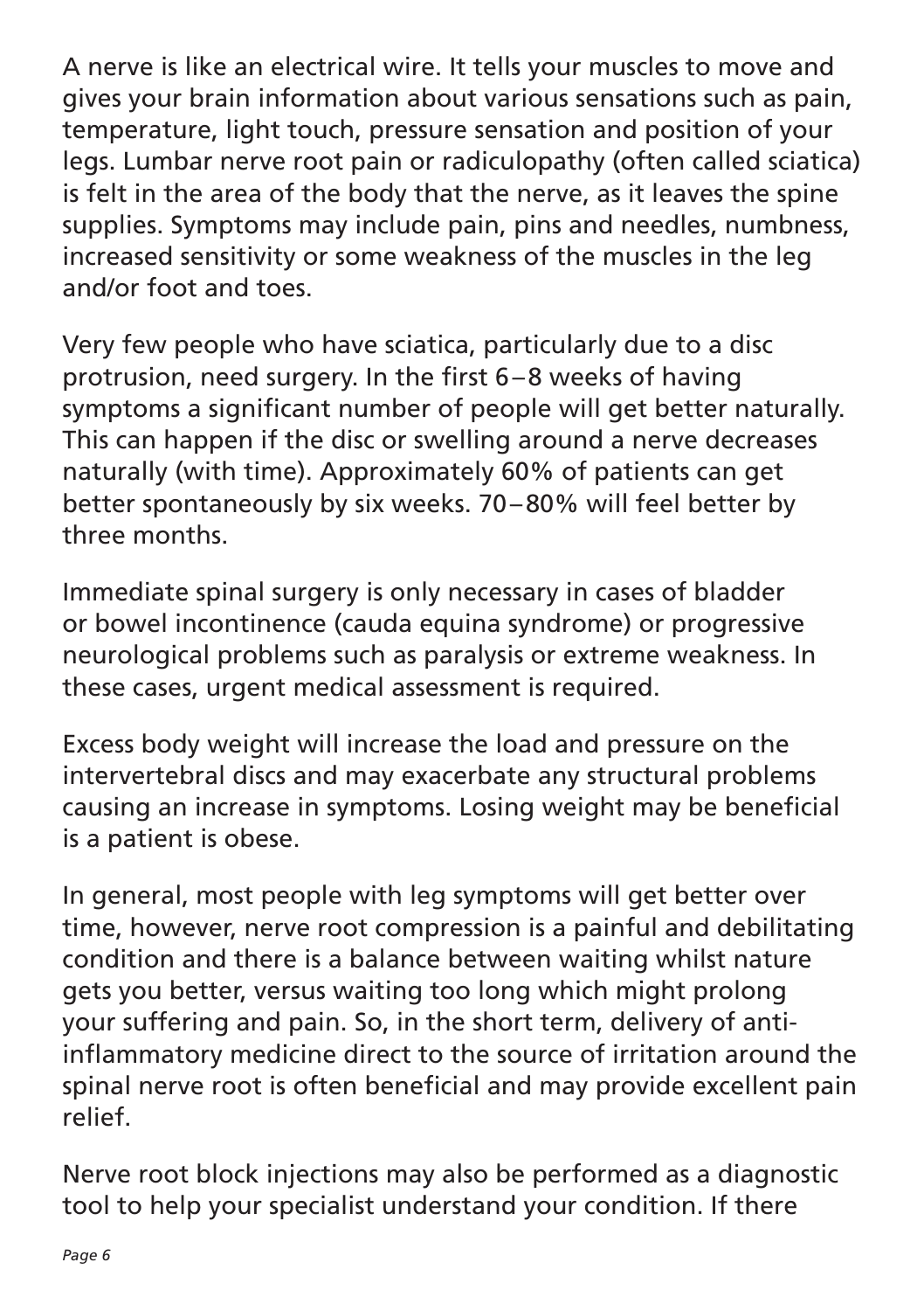A nerve is like an electrical wire. It tells your muscles to move and gives your brain information about various sensations such as pain, temperature, light touch, pressure sensation and position of your legs. Lumbar nerve root pain or radiculopathy (often called sciatica) is felt in the area of the body that the nerve, as it leaves the spine supplies. Symptoms may include pain, pins and needles, numbness, increased sensitivity or some weakness of the muscles in the leg and/or foot and toes.

Very few people who have sciatica, particularly due to a disc protrusion, need surgery. In the first 6–8 weeks of having symptoms a significant number of people will get better naturally. This can happen if the disc or swelling around a nerve decreases naturally (with time). Approximately 60% of patients can get better spontaneously by six weeks. 70–80% will feel better by three months.

Immediate spinal surgery is only necessary in cases of bladder or bowel incontinence (cauda equina syndrome) or progressive neurological problems such as paralysis or extreme weakness. In these cases, urgent medical assessment is required.

Excess body weight will increase the load and pressure on the intervertebral discs and may exacerbate any structural problems causing an increase in symptoms. Losing weight may be beneficial is a patient is obese.

In general, most people with leg symptoms will get better over time, however, nerve root compression is a painful and debilitating condition and there is a balance between waiting whilst nature gets you better, versus waiting too long which might prolong your suffering and pain. So, in the short term, delivery of anti-inflammatory medicine direct to the source of irritation around the spinal nerve root is often beneficial and may provide excellent pain relief.

Nerve root block injections may also be performed as a diagnostic tool to help your specialist understand your condition. If there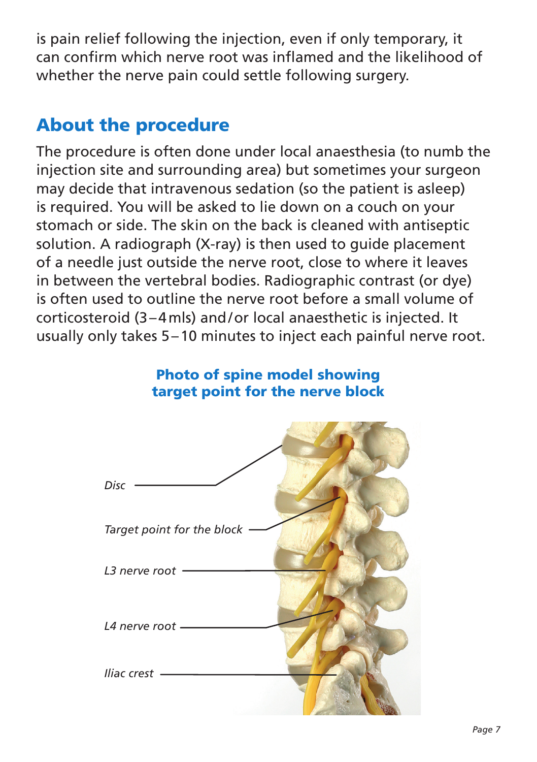is pain relief following the injection, even if only temporary, it can confirm which nerve root was inflamed and the likelihood of whether the nerve pain could settle following surgery.

## About the procedure

The procedure is often done under local anaesthesia (to numb the injection site and surrounding area) but sometimes your surgeon may decide that intravenous sedation (so the patient is asleep) is required. You will be asked to lie down on a couch on your stomach or side. The skin on the back is cleaned with antiseptic solution. A radiograph (X-ray) is then used to guide placement of a needle just outside the nerve root, close to where it leaves in between the vertebral bodies. Radiographic contrast (or dye) is often used to outline the nerve root before a small volume of corticosteroid (3–4 mls) and/or local anaesthetic is injected. It usually only takes 5–10 minutes to inject each painful nerve root.

**Photo of spine model showing target point for the nerve block**

*Disc*

*Target point for the block*

*L3 nerve root*

*L4 nerve root*

*Iliac crest*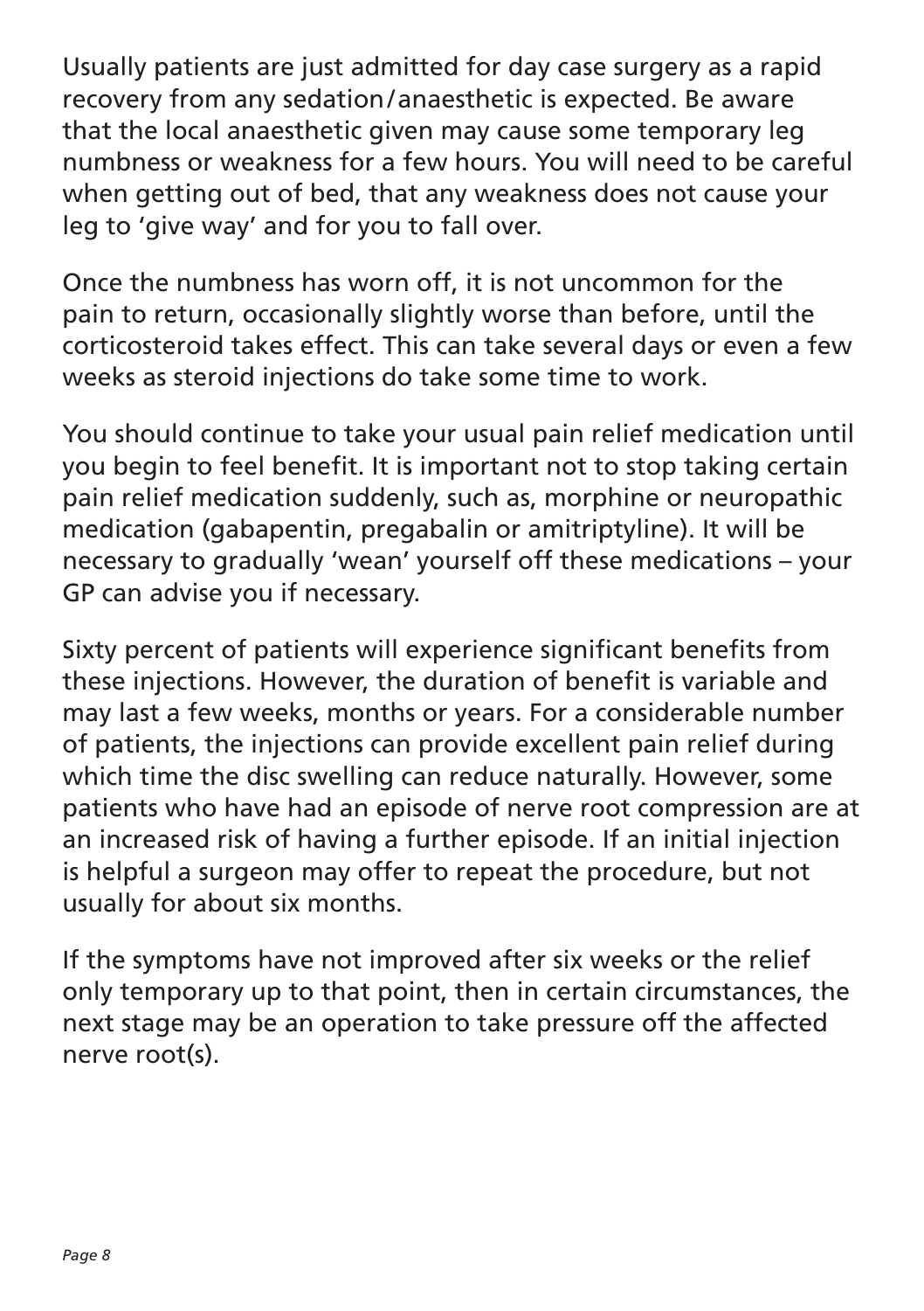Usually patients are just admitted for day case surgery as a rapid recovery from any sedation/anaesthetic is expected. Be aware that the local anaesthetic given may cause some temporary leg numbness or weakness for a few hours. You will need to be careful when getting out of bed, that any weakness does not cause your leg to 'give way' and for you to fall over.

Once the numbness has worn off, it is not uncommon for the pain to return, occasionally slightly worse than before, until the corticosteroid takes effect. This can take several days or even a few weeks as steroid injections do take some time to work.

You should continue to take your usual pain relief medication until you begin to feel benefit. It is important not to stop taking certain pain relief medication suddenly, such as, morphine or neuropathic medication (gabapentin, pregabalin or amitriptyline). It will be necessary to gradually 'wean' yourself off these medications – your GP can advise you if necessary.

Sixty percent of patients will experience significant benefits from these injections. However, the duration of benefit is variable and may last a few weeks, months or years. For a considerable number of patients, the injections can provide excellent pain relief during which time the disc swelling can reduce naturally. However, some patients who have had an episode of nerve root compression are at an increased risk of having a further episode. If an initial injection is helpful a surgeon may offer to repeat the procedure, but not usually for about six months.

If the symptoms have not improved after six weeks or the relief only temporary up to that point, then in certain circumstances, the next stage may be an operation to take pressure off the affected nerve root(s).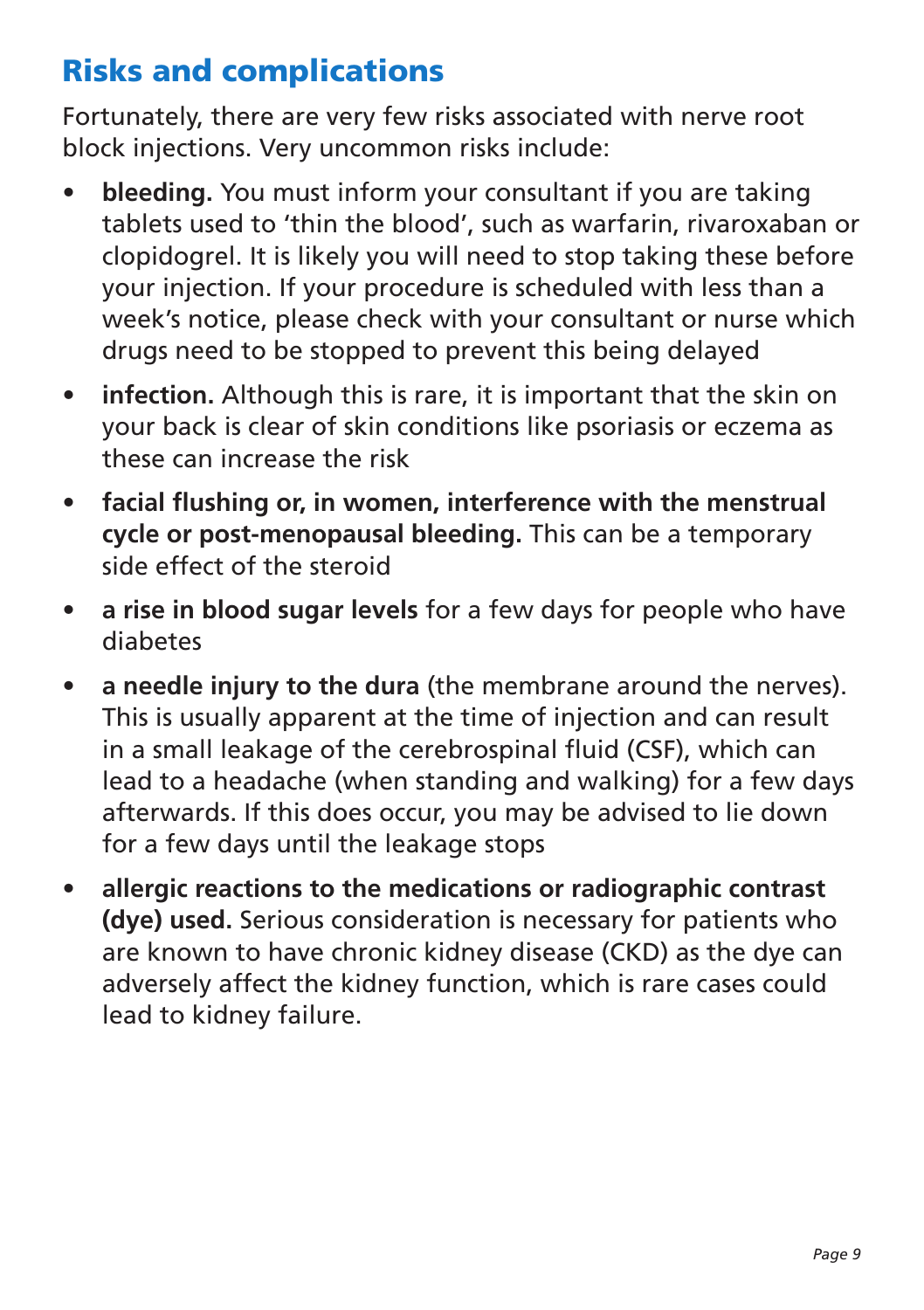## Risks and complications

Fortunately, there are very few risks associated with nerve root block injections. Very uncommon risks include:

- **bleeding.** You must inform your consultant if you are taking tablets used to 'thin the blood', such as warfarin, rivaroxaban or clopidogrel. It is likely you will need to stop taking these before your injection. If your procedure is scheduled with less than a week's notice, please check with your consultant or nurse which drugs need to be stopped to prevent this being delayed
- **infection.** Although this is rare, it is important that the skin on your back is clear of skin conditions like psoriasis or eczema as these can increase the risk
- **facial flushing or, in women, interference with the menstrual cycle or post-menopausal bleeding.** This can be a temporary side effect of the steroid
- **a rise in blood sugar levels** for a few days for people who have diabetes
- **a needle injury to the dura** (the membrane around the nerves). This is usually apparent at the time of injection and can result in a small leakage of the cerebrospinal fluid (CSF), which can lead to a headache (when standing and walking) for a few days afterwards. If this does occur, you may be advised to lie down for a few days until the leakage stops
- **allergic reactions to the medications or radiographic contrast (dye) used.** Serious consideration is necessary for patients who are known to have chronic kidney disease (CKD) as the dye can adversely affect the kidney function, which is rare cases could lead to kidney failure.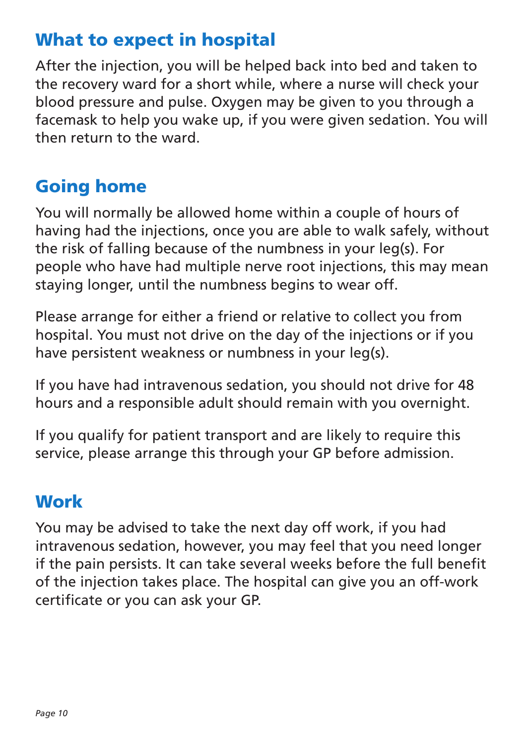## What to expect in hospital

After the injection, you will be helped back into bed and taken to the recovery ward for a short while, where a nurse will check your blood pressure and pulse. Oxygen may be given to you through a facemask to help you wake up, if you were given sedation. You will then return to the ward.

## Going home

You will normally be allowed home within a couple of hours of having had the injections, once you are able to walk safely, without the risk of falling because of the numbness in your leg(s). For people who have had multiple nerve root injections, this may mean staying longer, until the numbness begins to wear off.

Please arrange for either a friend or relative to collect you from hospital. You must not drive on the day of the injections or if you have persistent weakness or numbness in your leg(s).

If you have had intravenous sedation, you should not drive for 48 hours and a responsible adult should remain with you overnight.

If you qualify for patient transport and are likely to require this service, please arrange this through your GP before admission.

## Work

You may be advised to take the next day off work, if you had intravenous sedation, however, you may feel that you need longer if the pain persists. It can take several weeks before the full benefit of the injection takes place. The hospital can give you an off-work certificate or you can ask your GP.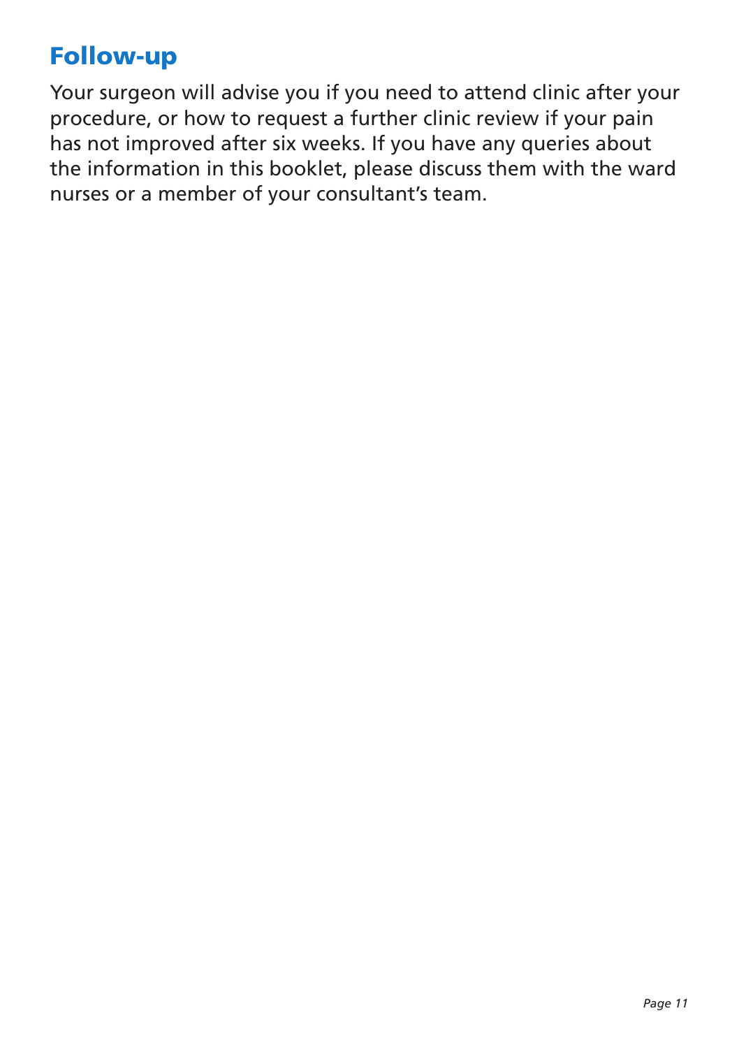## Follow-up

Your surgeon will advise you if you need to attend clinic after your procedure, or how to request a further clinic review if your pain has not improved after six weeks. If you have any queries about the information in this booklet, please discuss them with the ward nurses or a member of your consultant's team.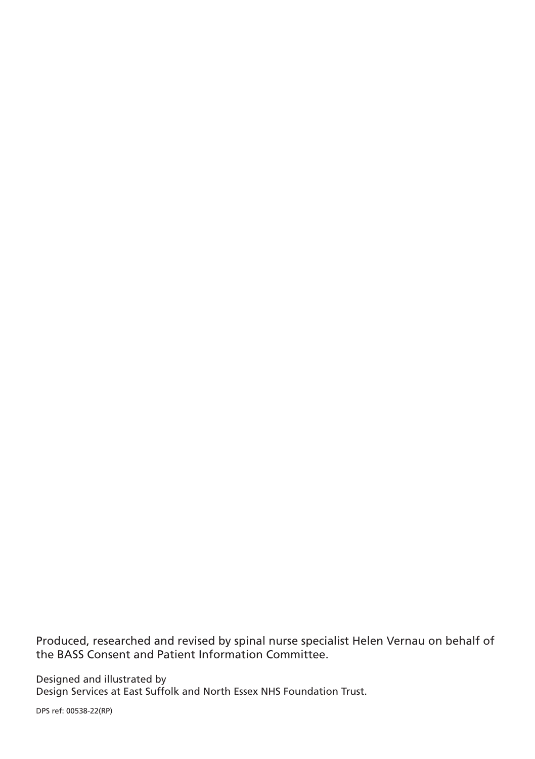Produced, researched and revised by spinal nurse specialist Helen Vernau on behalf of the BASS Consent and Patient Information Committee.

Designed and illustrated by
Design Services at East Suffolk and North Essex NHS Foundation Trust.

DPS ref: 00538-22(RP)